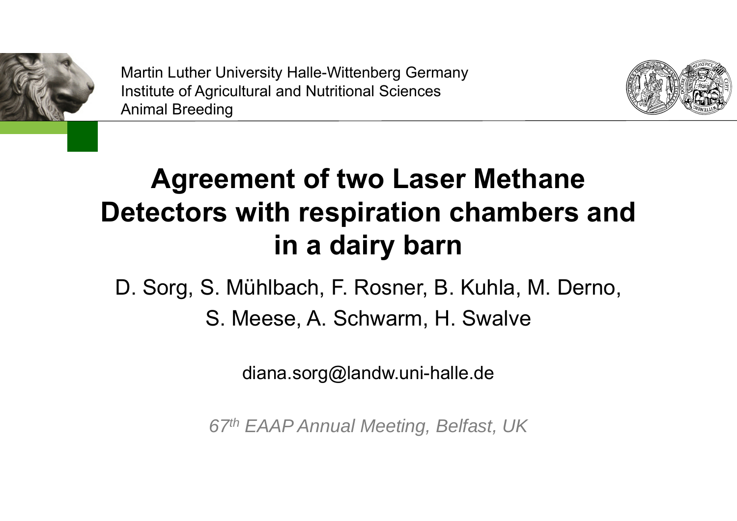Martin Luther University Halle-Wittenberg Germany
Institute of Agricultural and Nutritional Sciences
Animal Breeding

# Agreement of two Laser Methane Detectors with respiration chambers and in a dairy barn

D. Sorg, S. Mühlbach, F. Rosner, B. Kuhla, M. Derno, S. Meese, A. Schwarm, H. Swalve

diana.sorg@landw.uni-halle.de

*67th EAAP Annual Meeting, Belfast, UK*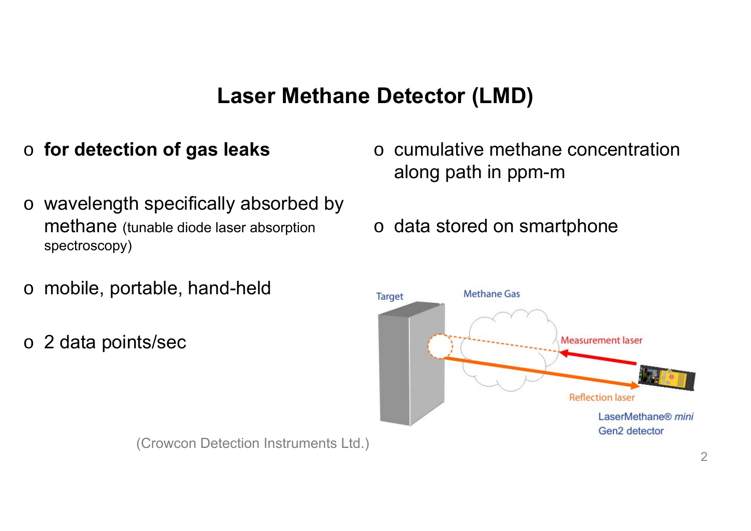# Laser Methane Detector (LMD)

- **for detection of gas leaks**
- wavelength specifically absorbed by methane (tunable diode laser absorption spectroscopy)
- mobile, portable, hand-held
- 2 data points/sec
- cumulative methane concentration along path in ppm-m
- data stored on smartphone

Target

Methane Gas

Measurement laser

Reflection laser

LaserMethane® *mini* Gen2 detector

(Crowcon Detection Instruments Ltd.)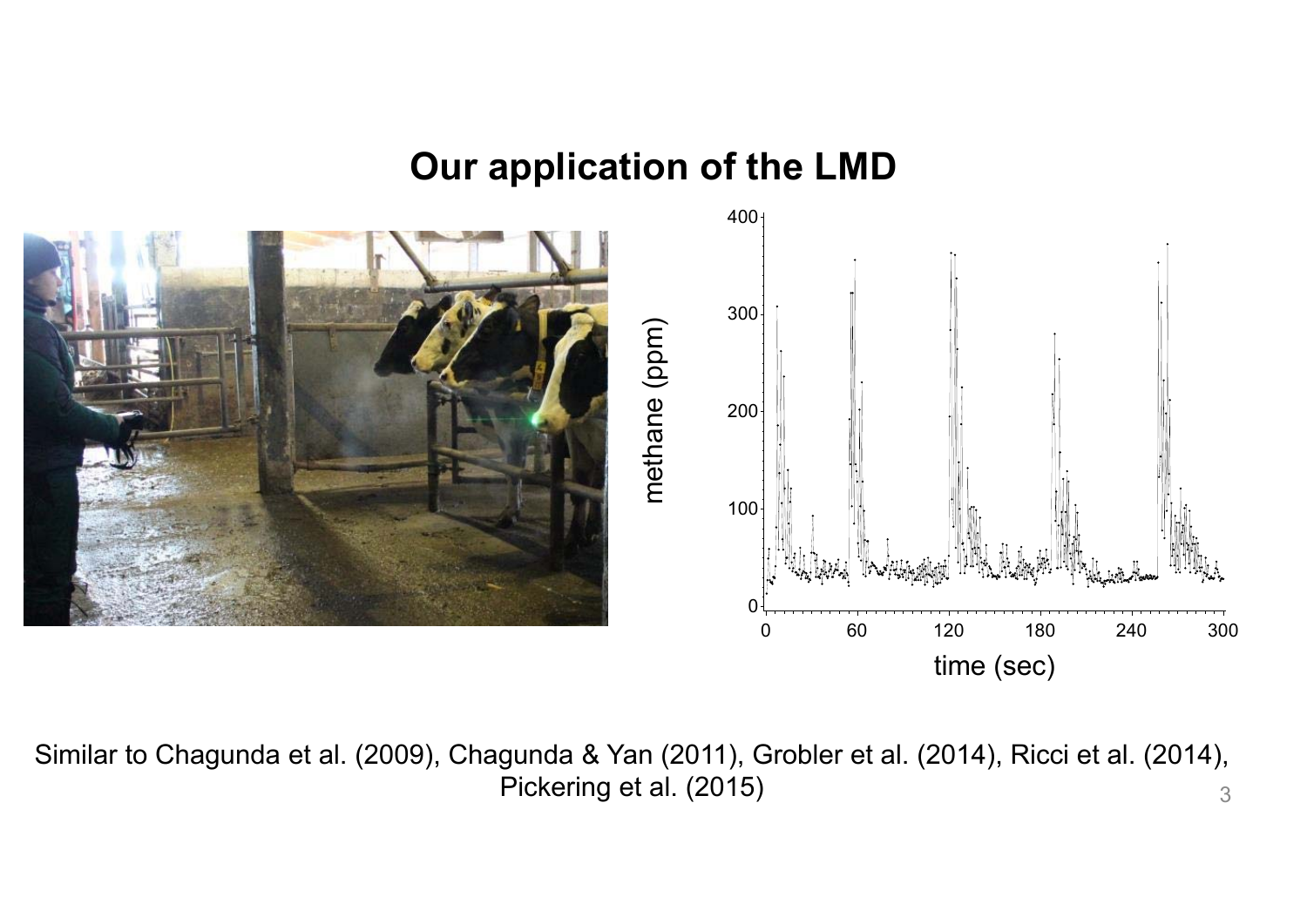## Our application of the LMD

Similar to Chagunda et al. (2009), Chagunda & Yan (2011), Grobler et al. (2014), Ricci et al. (2014), Pickering et al. (2015)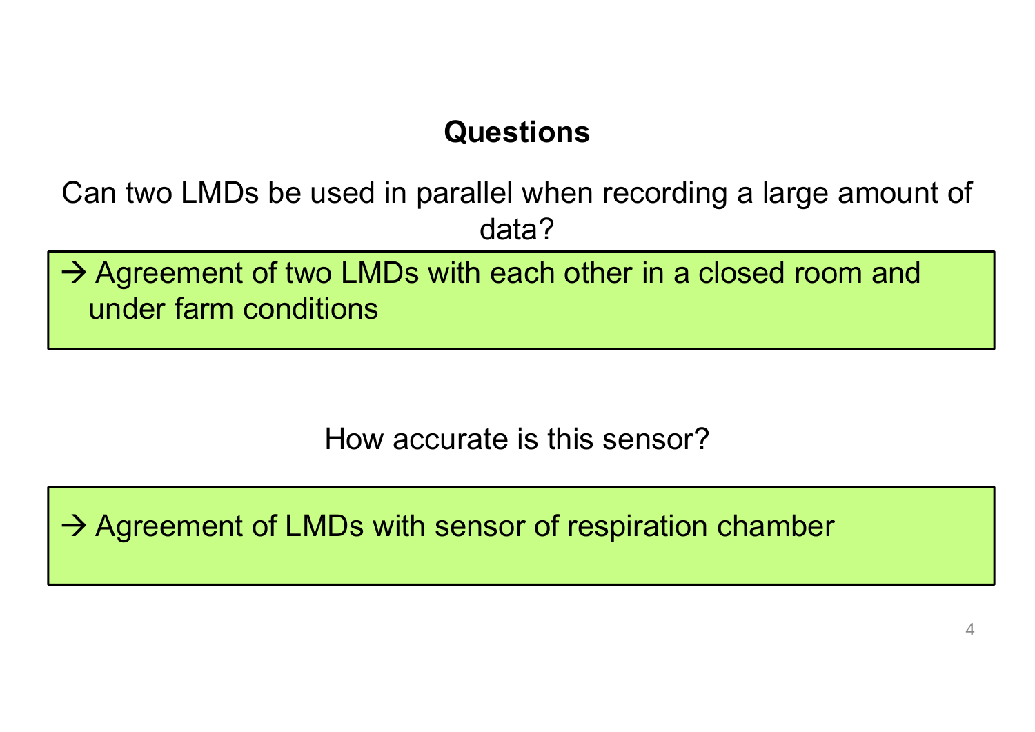## Questions

Can two LMDs be used in parallel when recording a large amount of data?

→ Agreement of two LMDs with each other in a closed room and under farm conditions

How accurate is this sensor?

→ Agreement of LMDs with sensor of respiration chamber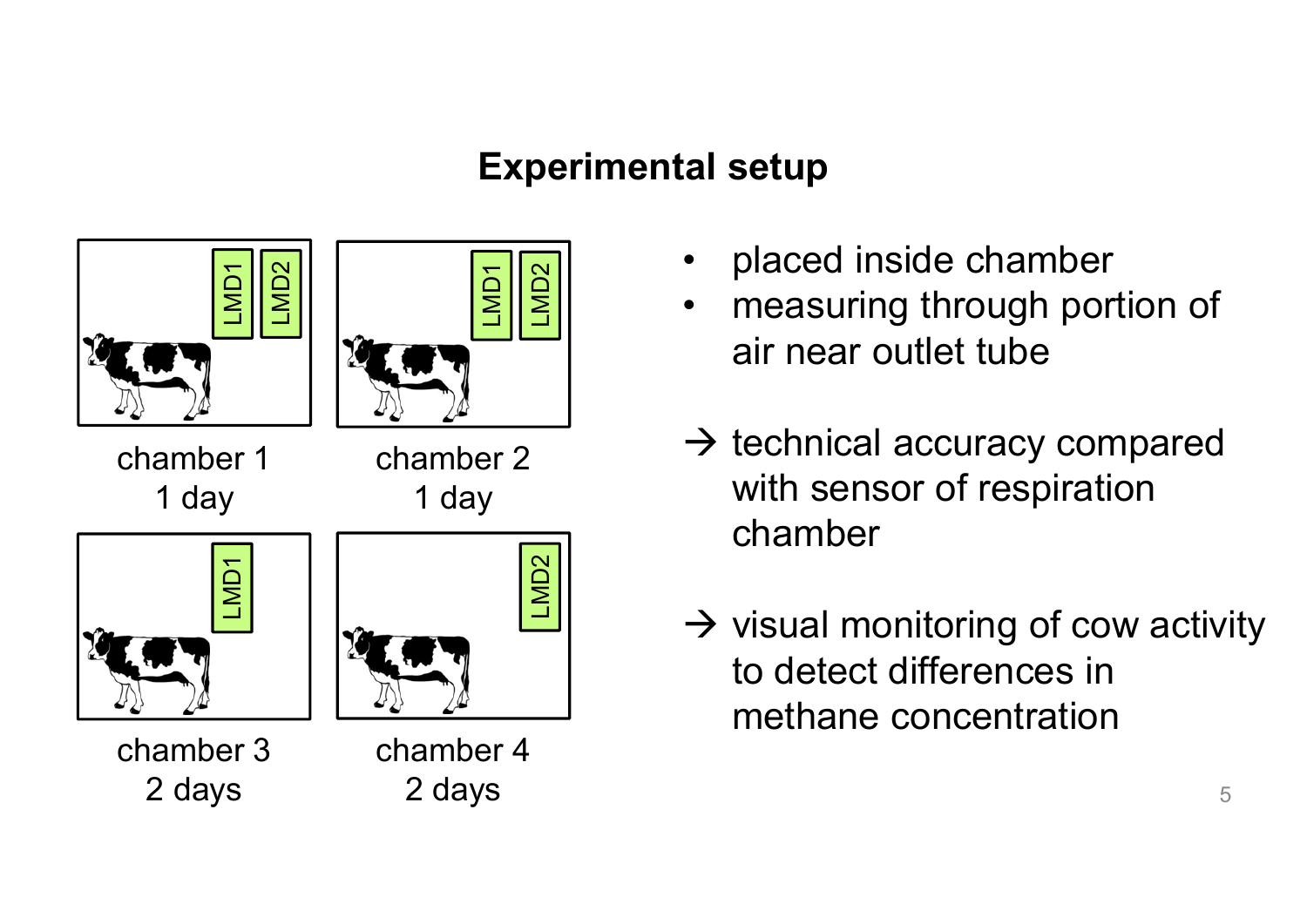# Experimental setup

LMD1 LMD2

chamber 1
1 day

LMD1 LMD2

chamber 2
1 day

LMD1

chamber 3
2 days

LMD2

chamber 4
2 days

- placed inside chamber
- measuring through portion of air near outlet tube

→ technical accuracy compared with sensor of respiration chamber

→ visual monitoring of cow activity to detect differences in methane concentration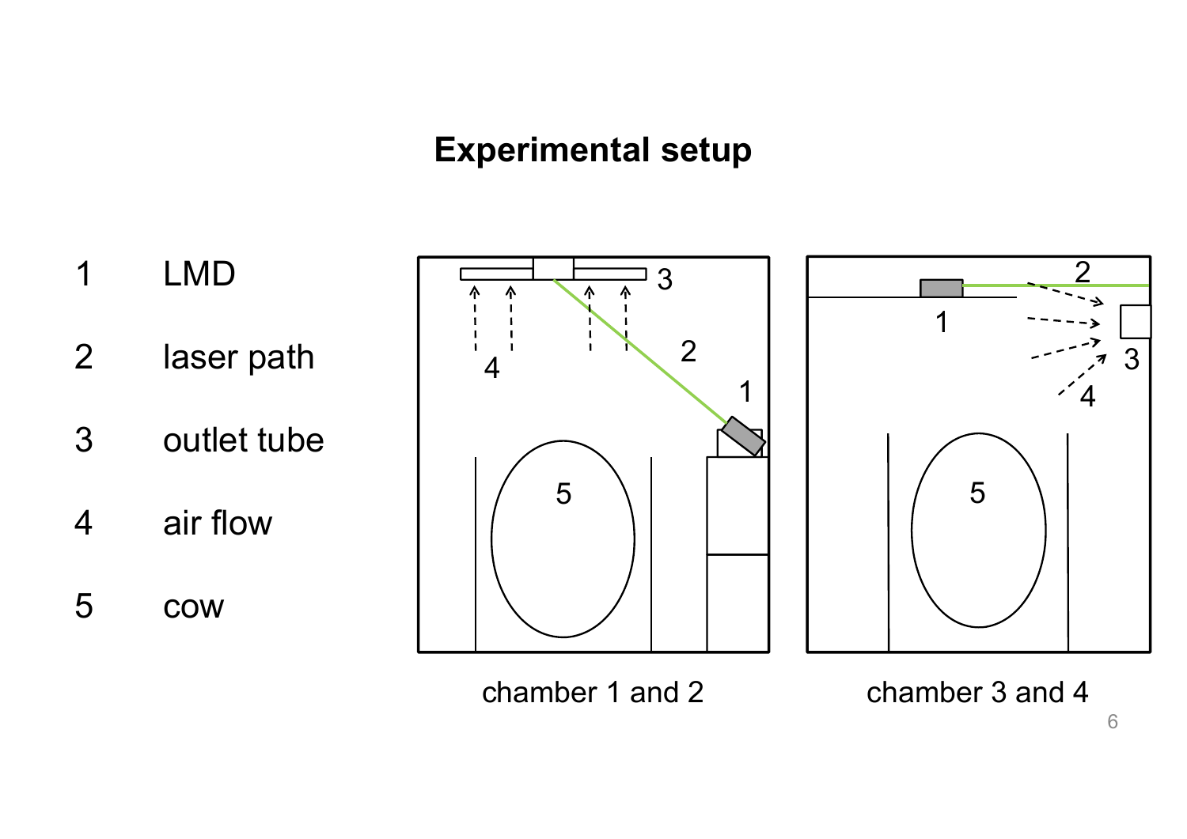# Experimental setup

1 LMD

2 laser path

3 outlet tube

4 air flow

5 cow

chamber 1 and 2

chamber 3 and 4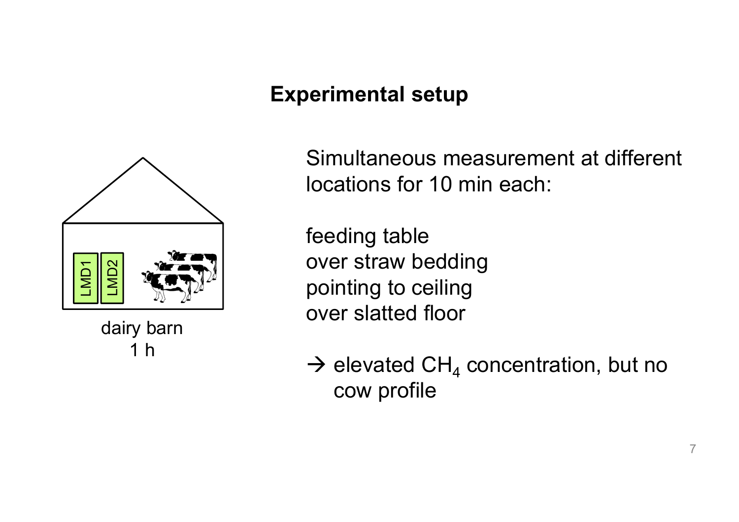## Experimental setup

LMD1 LMD2

dairy barn
1 h

Simultaneous measurement at different locations for 10 min each:

feeding table
over straw bedding
pointing to ceiling
over slatted floor

→ elevated $CH_4$ concentration, but no cow profile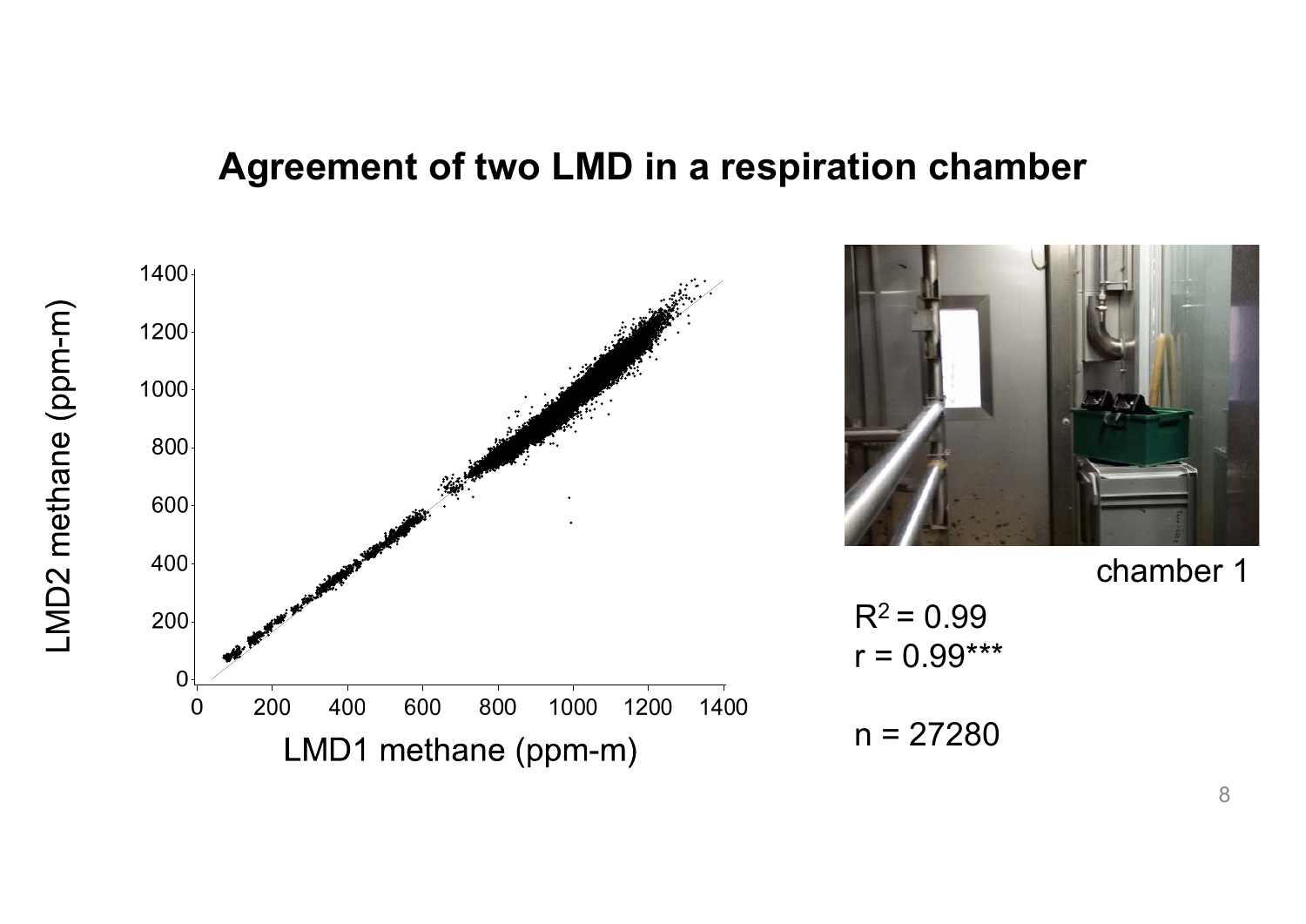# Agreement of two LMD in a respiration chamber

chamber 1

$R^2 = 0.99$
$r = 0.99^{***}$

$n = 27280$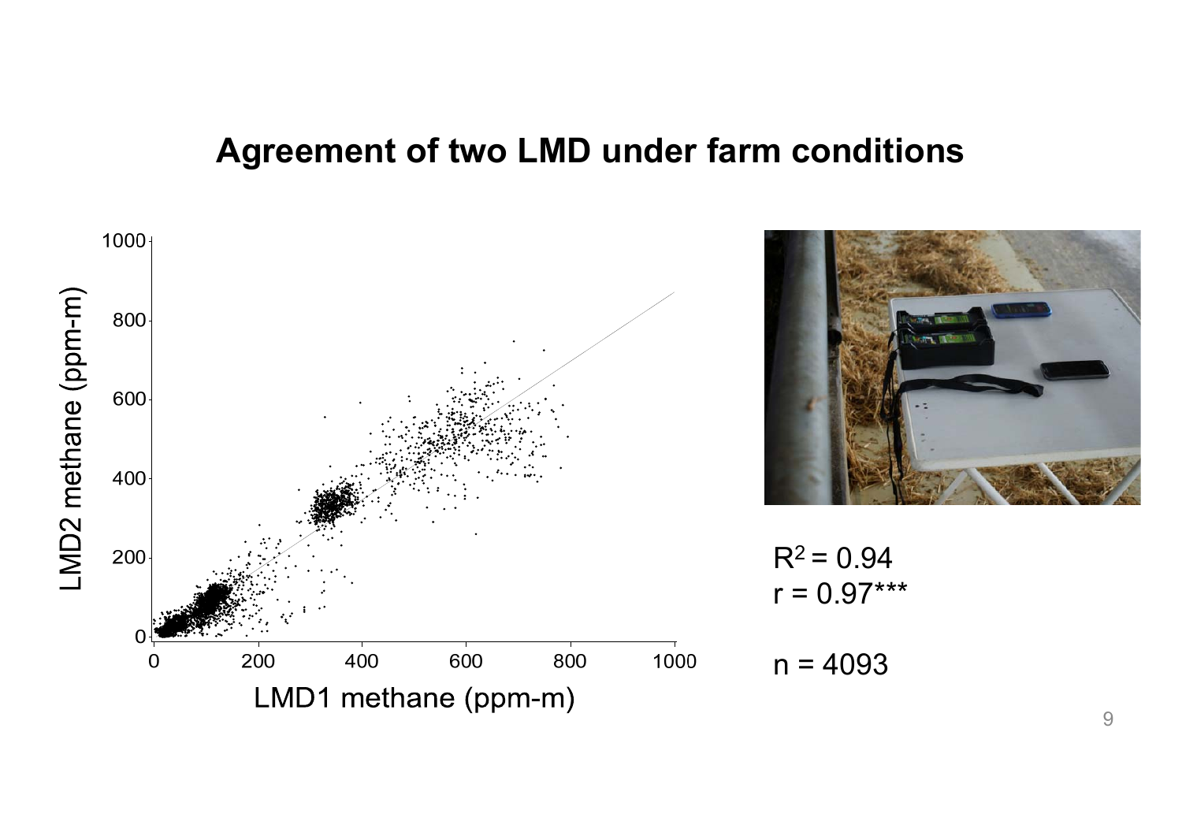# Agreement of two LMD under farm conditions

$R^2 = 0.94$
$r = 0.97$***

n = 4093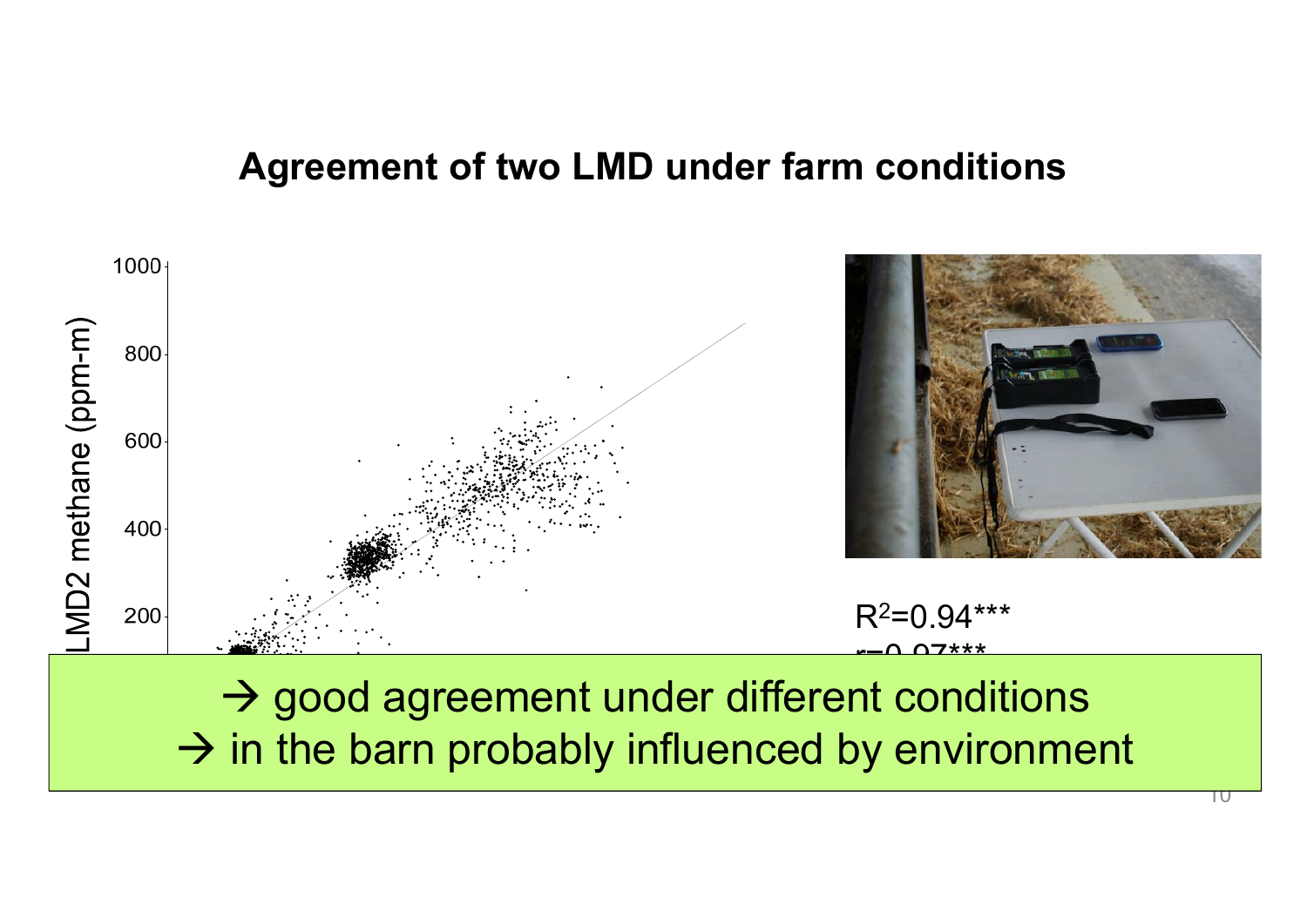## Agreement of two LMD under farm conditions

$R^2$=0.94***

r=0.97***

→ good agreement under different conditions

→ in the barn probably influenced by environment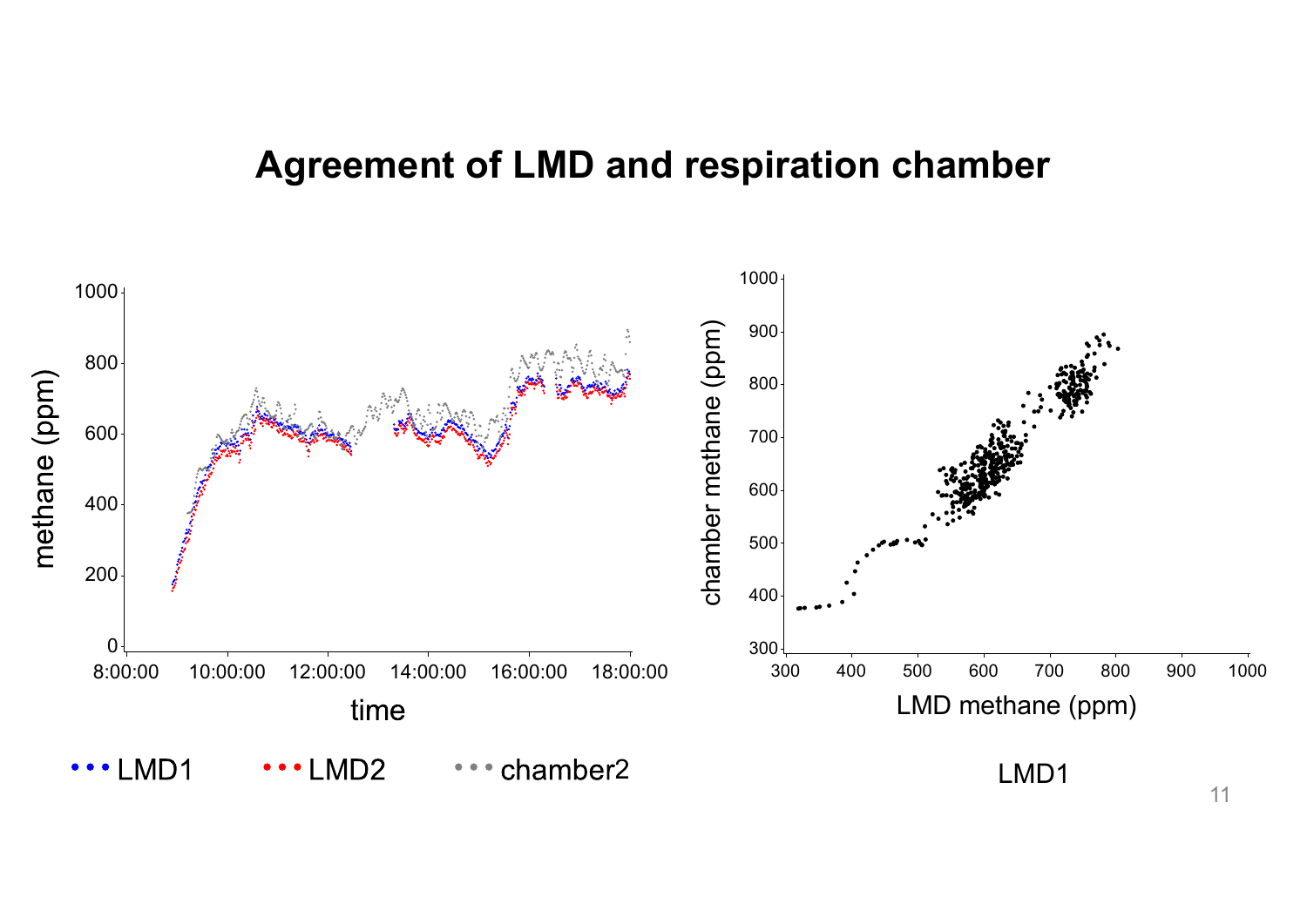# Agreement of LMD and respiration chamber

LMD1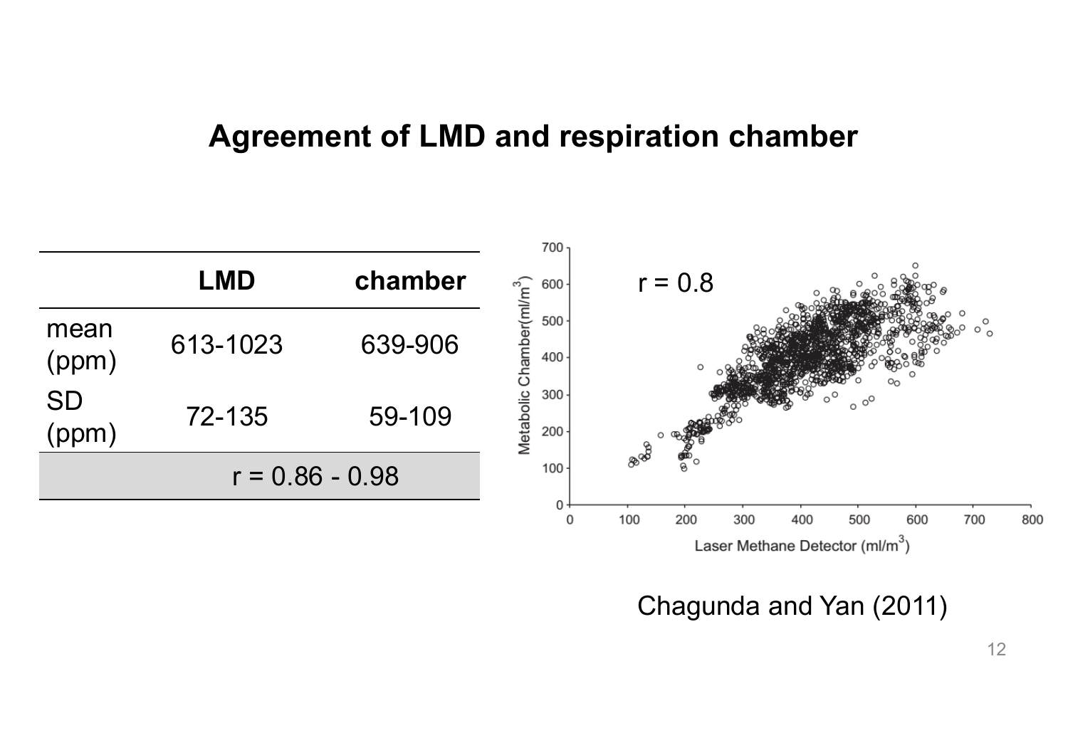# Agreement of LMD and respiration chamber

| | LMD | chamber |
|---|---|---|
| mean (ppm) | 613-1023 | 639-906 |
| SD (ppm) | 72-135 | 59-109 |
| r = 0.86 - 0.98 | | |

r = 0.8

Metabolic Chamber ($ml/m^3$)

Laser Methane Detector ($ml/m^3$)

Chagunda and Yan (2011)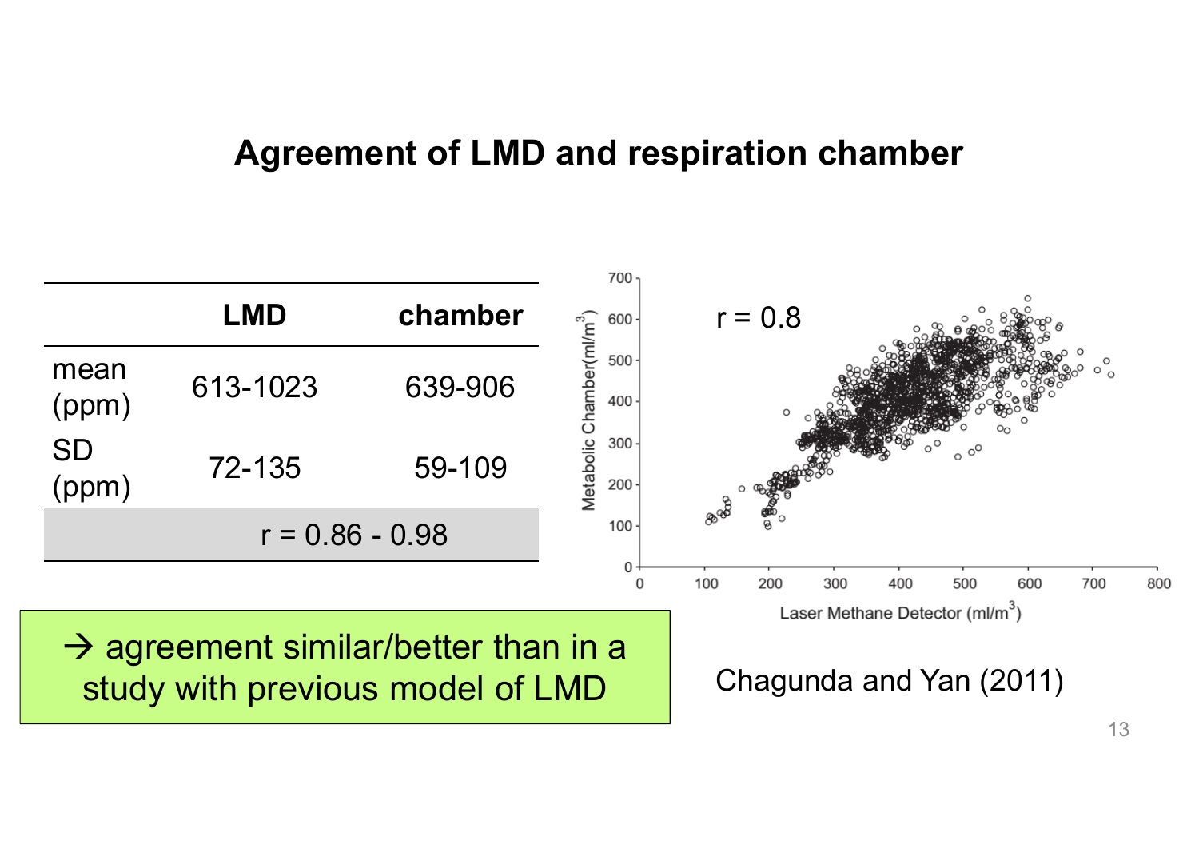# Agreement of LMD and respiration chamber

| | LMD | chamber |
|---|---|---|
| mean (ppm) | 613-1023 | 639-906 |
| SD (ppm) | 72-135 | 59-109 |
| r = 0.86 - 0.98 | | |

→ agreement similar/better than in a study with previous model of LMD

r = 0.8

Metabolic Chamber(ml/m$^3$)

Laser Methane Detector (ml/m$^3$)

Chagunda and Yan (2011)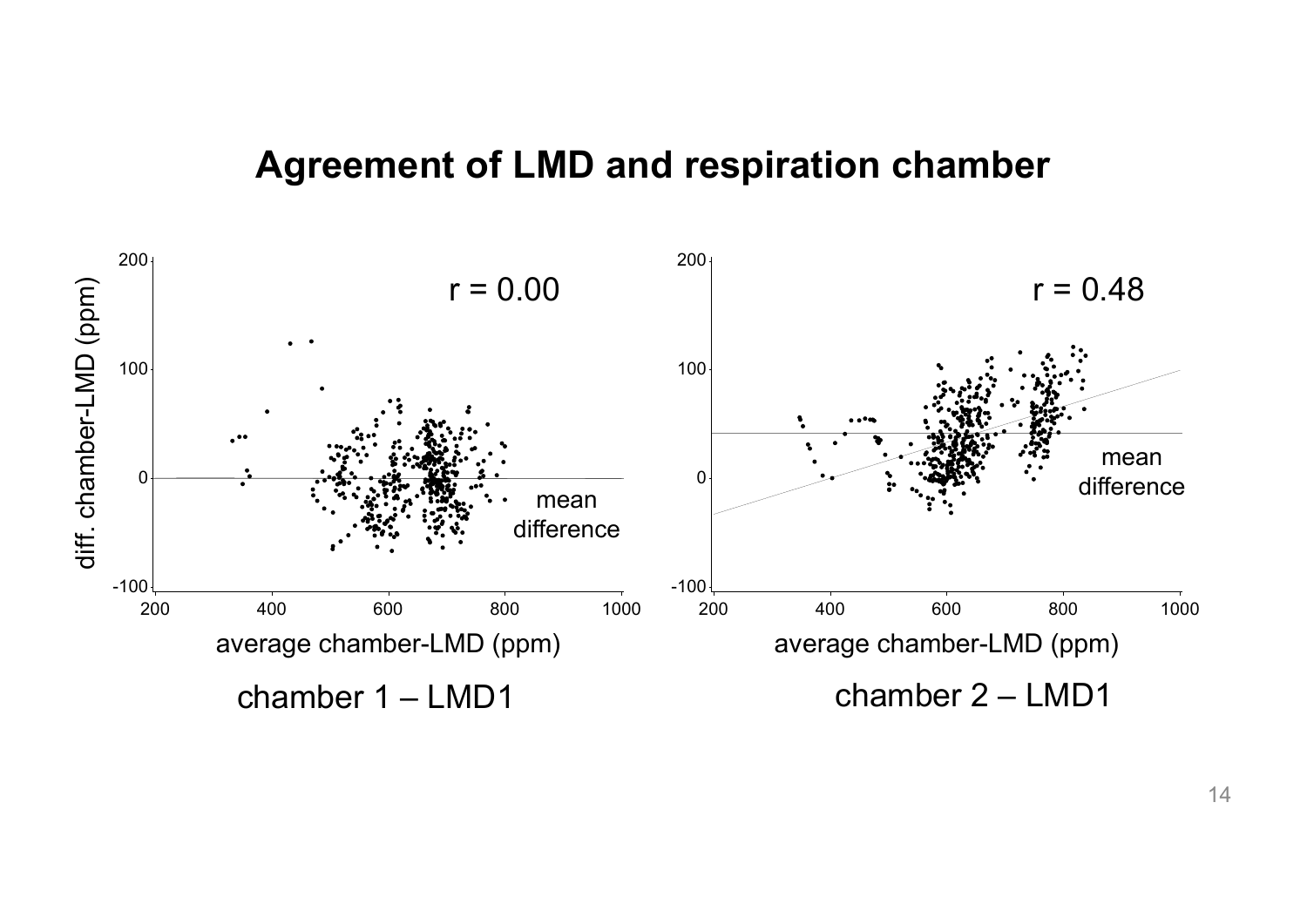# Agreement of LMD and respiration chamber

r = 0.00

diff. chamber-LMD (ppm)

average chamber-LMD (ppm)

mean difference

chamber 1 – LMD1

r = 0.48

average chamber-LMD (ppm)

mean difference

chamber 2 – LMD1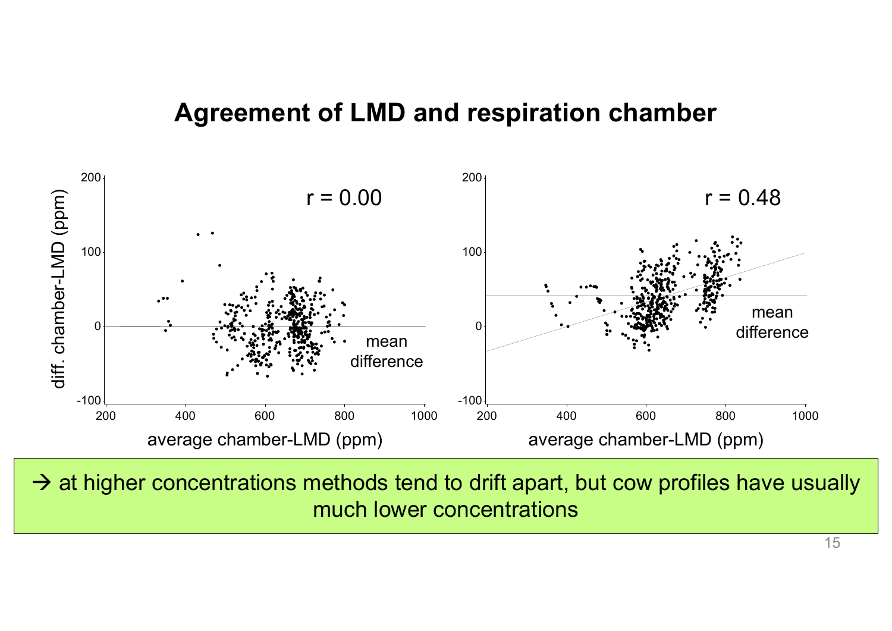# Agreement of LMD and respiration chamber

→ at higher concentrations methods tend to drift apart, but cow profiles have usually much lower concentrations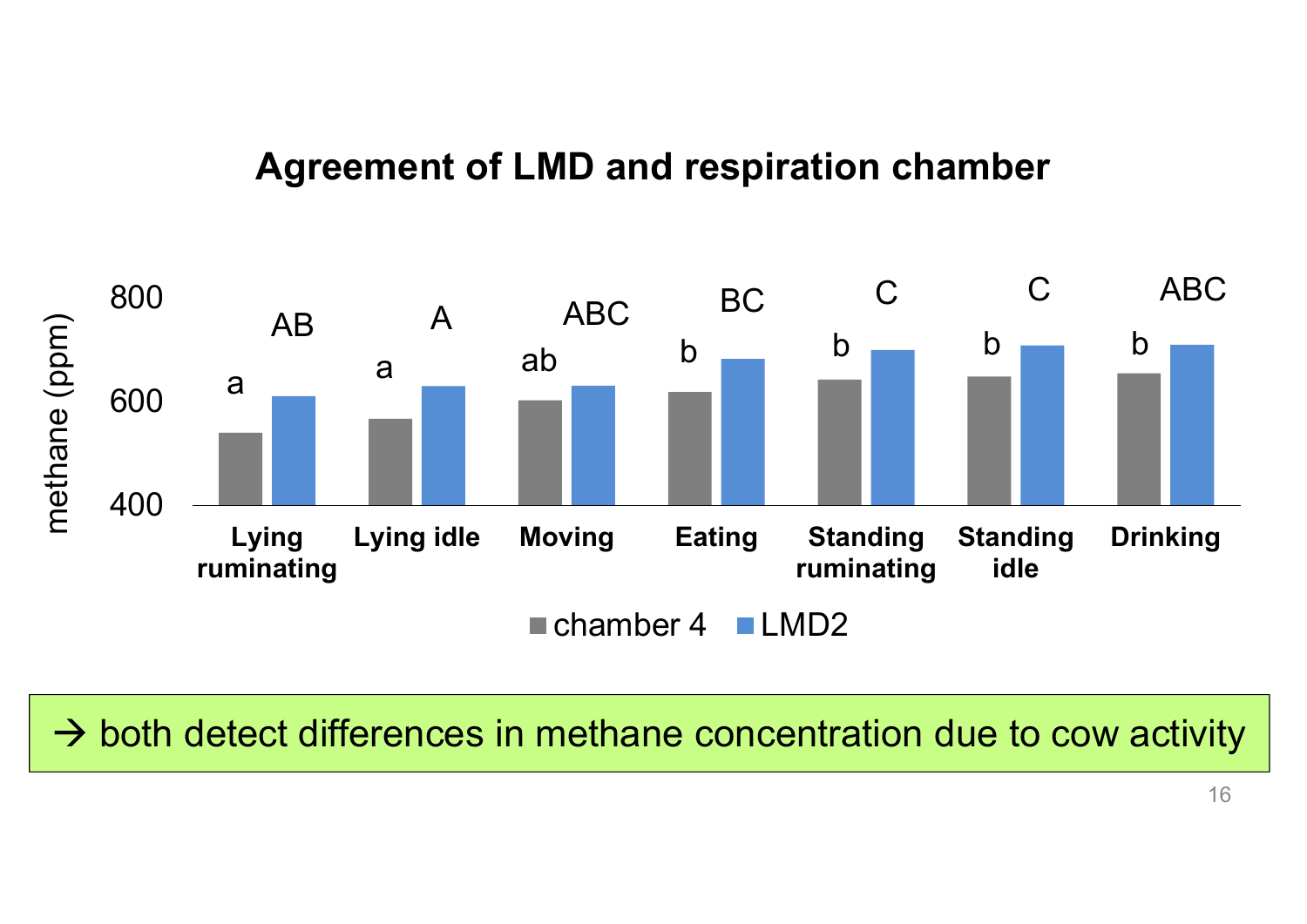# Agreement of LMD and respiration chamber

| Activity | chamber 4 | LMD2 |
|---|---|---|
| Lying ruminating | a | AB |
| Lying idle | a | A |
| Moving | ab | ABC |
| Eating | b | BC |
| Standing ruminating | b | C |
| Standing idle | b | C |
| Drinking | b | ABC |

methane (ppm): 400, 600, 800

■ chamber 4 ■ LMD2

→ both detect differences in methane concentration due to cow activity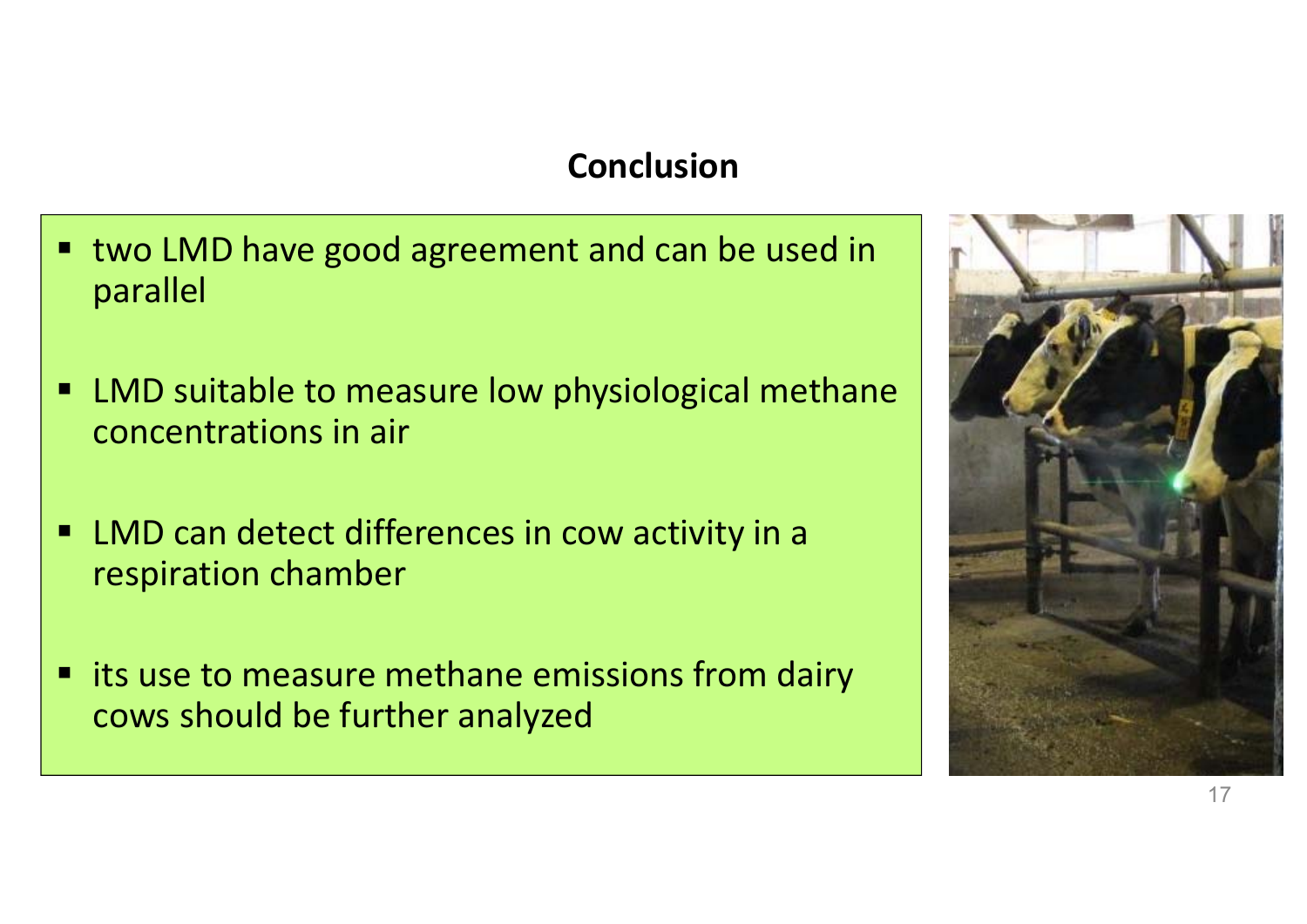## Conclusion

- two LMD have good agreement and can be used in parallel
- LMD suitable to measure low physiological methane concentrations in air
- LMD can detect differences in cow activity in a respiration chamber
- its use to measure methane emissions from dairy cows should be further analyzed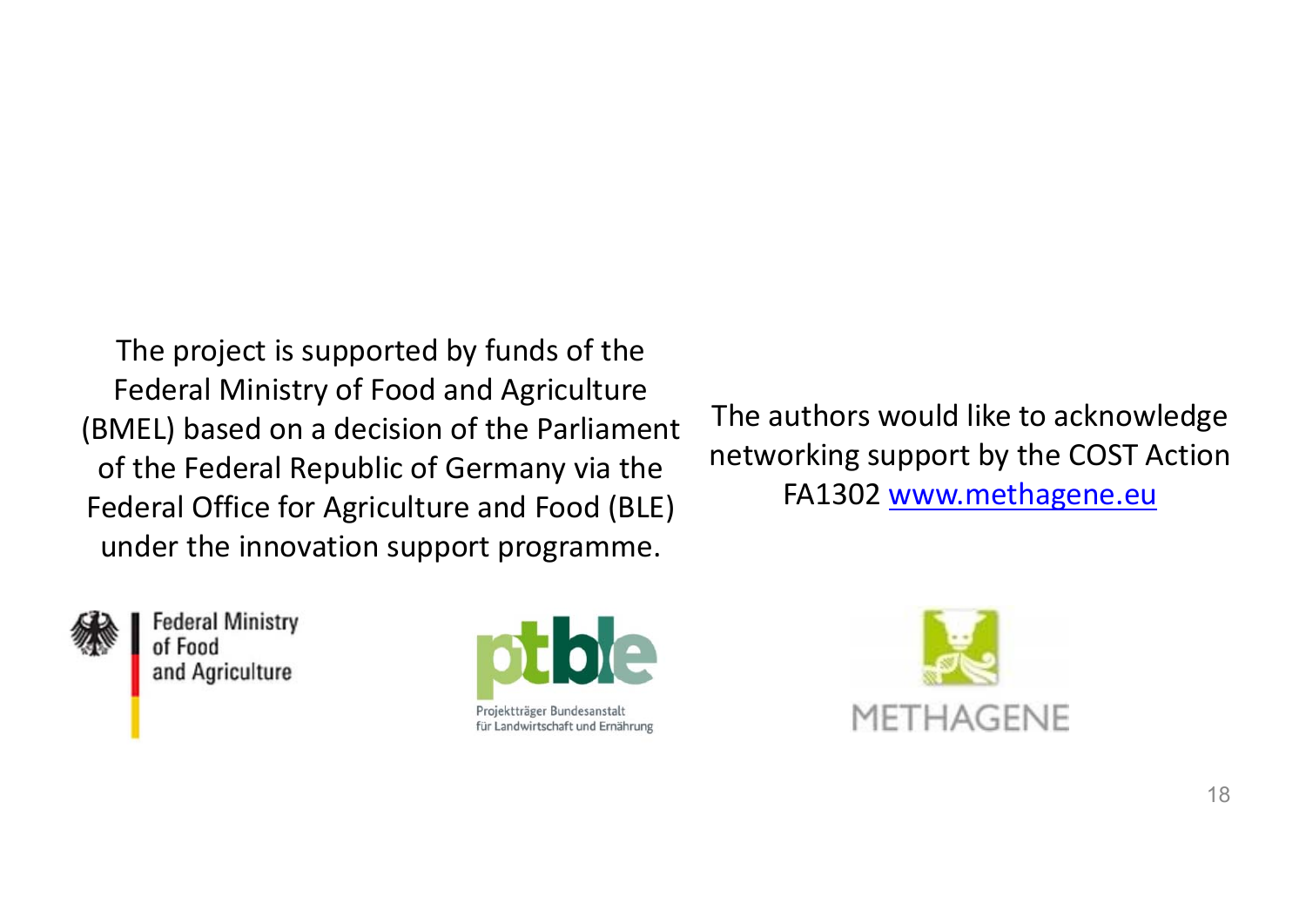The project is supported by funds of the Federal Ministry of Food and Agriculture (BMEL) based on a decision of the Parliament of the Federal Republic of Germany via the Federal Office for Agriculture and Food (BLE) under the innovation support programme.

The authors would like to acknowledge networking support by the COST Action FA1302 [www.methagene.eu](http://www.methagene.eu)

Federal Ministry of Food and Agriculture

ptble

Projektträger Bundesanstalt für Landwirtschaft und Ernährung

METHAGENE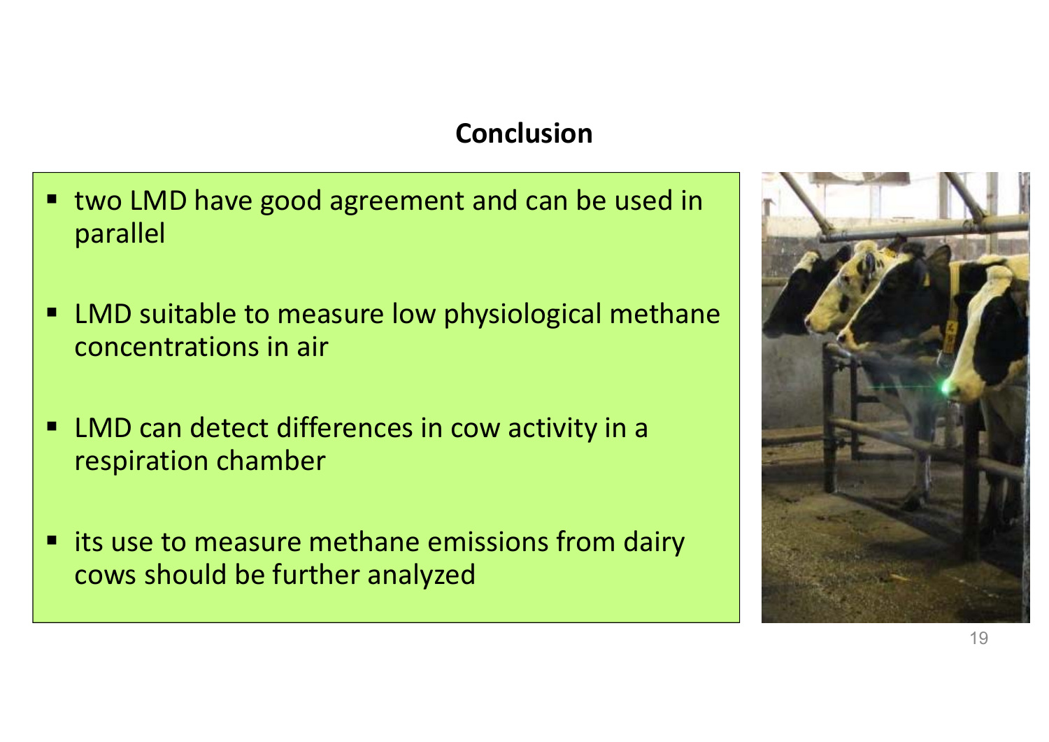## Conclusion

- two LMD have good agreement and can be used in parallel
- LMD suitable to measure low physiological methane concentrations in air
- LMD can detect differences in cow activity in a respiration chamber
- its use to measure methane emissions from dairy cows should be further analyzed